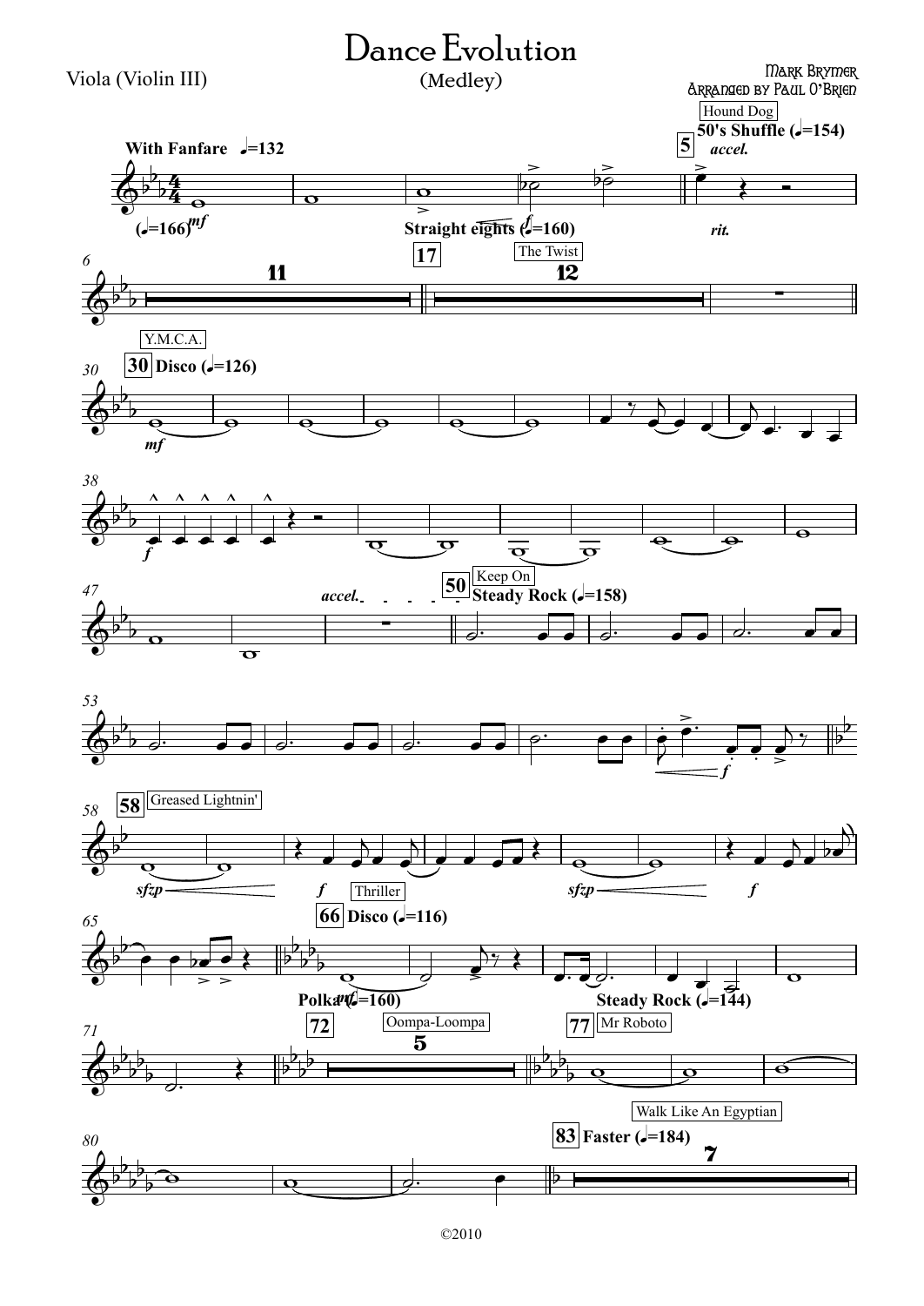# Dance Evolution

(Medley)

Viola (Violin III)

Mark Brymer
Arranged by Paul O'Brien

With Fanfare ♩=132

(♩=166) *mf*

Hound Dog

5 50's Shuffle (♩=154) *accel.*

Straight eights (♩=160) *f*

*rit.*

17 The Twist

11

12

Y.M.C.A.

30 Disco (♩=126)

*mf*

*f*

*accel.*

50 Keep On
Steady Rock (♩=158)

*f*

58 Greased Lightnin'

*sfzp* *f* Thriller *sfzp* *f*

66 Disco (♩=116)

*mf*

Polka (♩=160)

Steady Rock (♩=144)

72 Oompa-Loompa

5

77 Mr Roboto

Walk Like An Egyptian

83 Faster (♩=184)

7

©2010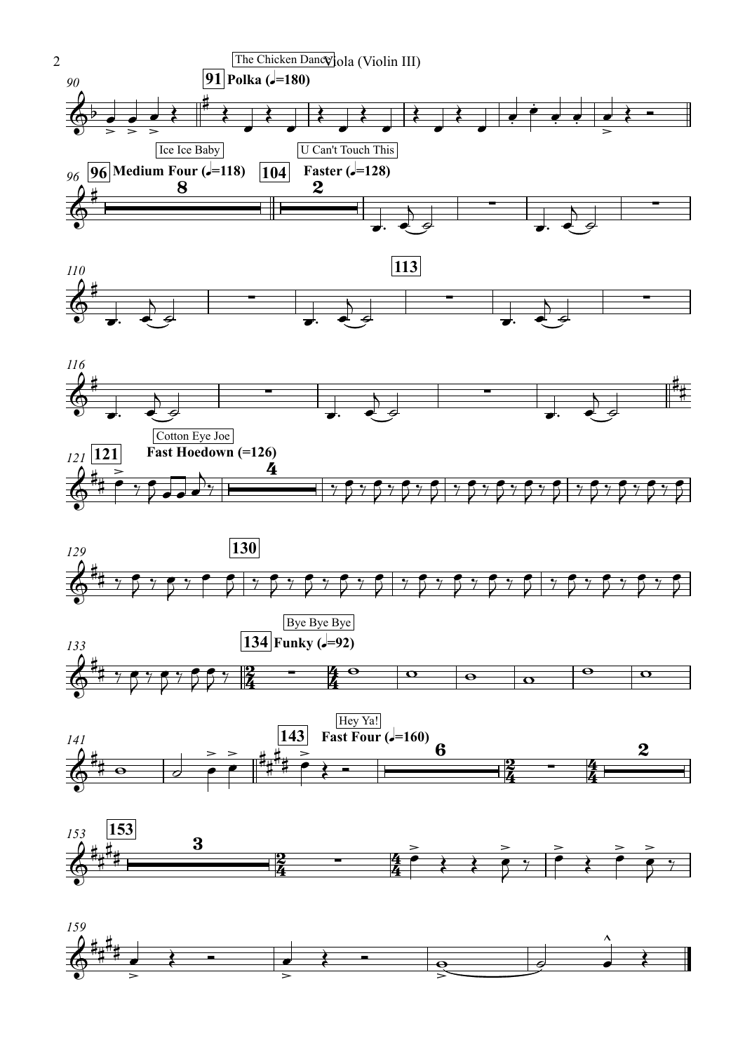The Chicken Dance

**91** Polka (♩=180)

Ice Ice Baby

**96** Medium Four (♩=118)

**104**

U Can't Touch This

Faster (♩=128)

**113**

Cotton Eye Joe

**121** Fast Hoedown (=126)

**130**

Bye Bye Bye

**134** Funky (♩=92)

Hey Ya!

**143** Fast Four (♩=160)

**153**